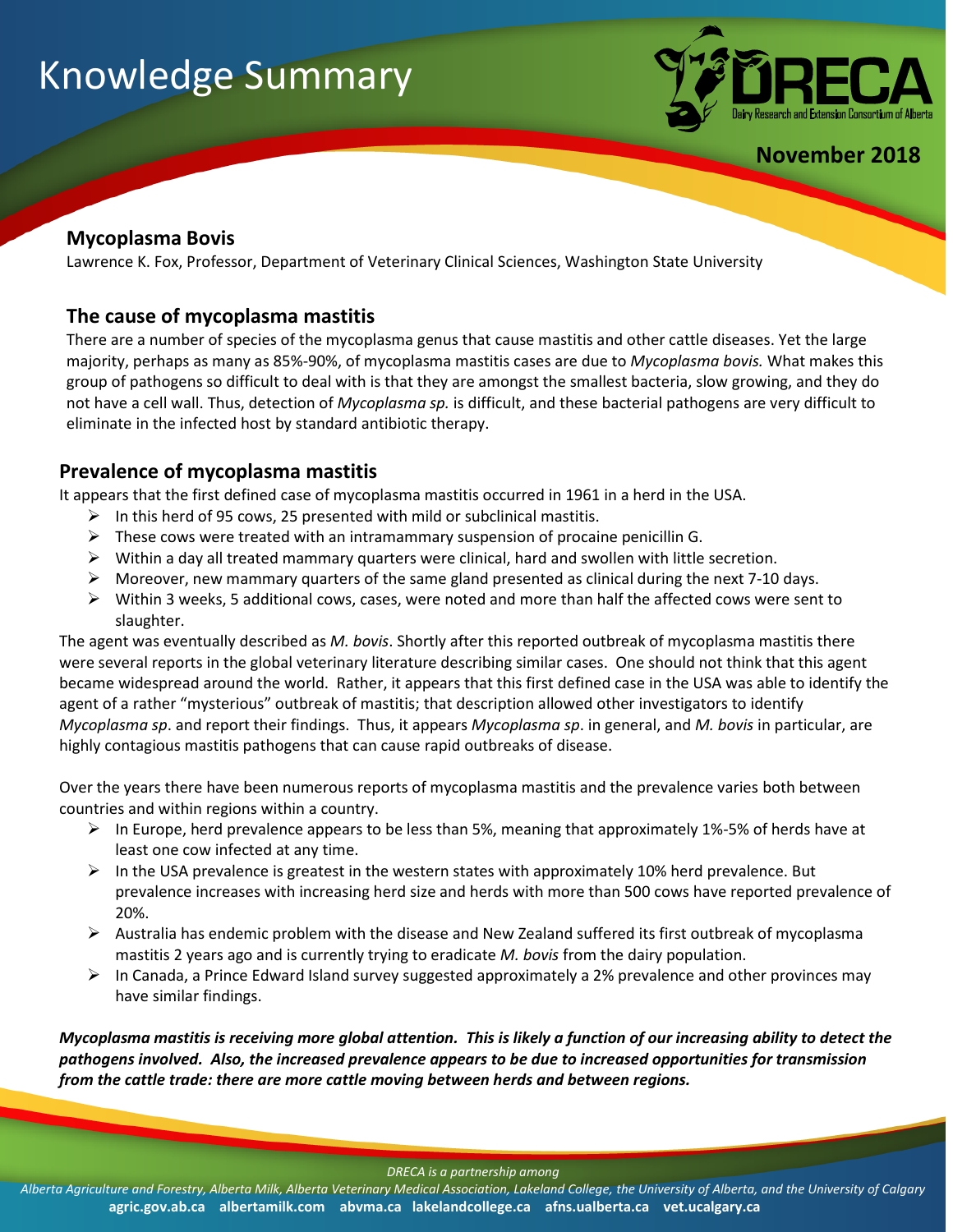# Knowledge Summary

November 2018

## Mycoplasma Bovis

Lawrence K. Fox, Professor, Department of Veterinary Clinical Sciences, Washington State University

### The cause of mycoplasma mastitis

There are a number of species of the mycoplasma genus that cause mastitis and other cattle diseases. Yet the large majority, perhaps as many as 85%-90%, of mycoplasma mastitis cases are due to *Mycoplasma bovis.* What makes this group of pathogens so difficult to deal with is that they are amongst the smallest bacteria, slow growing, and they do not have a cell wall. Thus, detection of *Mycoplasma sp.* is difficult, and these bacterial pathogens are very difficult to eliminate in the infected host by standard antibiotic therapy.

### Prevalence of mycoplasma mastitis

It appears that the first defined case of mycoplasma mastitis occurred in 1961 in a herd in the USA.

- In this herd of 95 cows, 25 presented with mild or subclinical mastitis.
- These cows were treated with an intramammary suspension of procaine penicillin G.
- Within a day all treated mammary quarters were clinical, hard and swollen with little secretion.
- Moreover, new mammary quarters of the same gland presented as clinical during the next 7-10 days.
- Within 3 weeks, 5 additional cows, cases, were noted and more than half the affected cows were sent to slaughter.

The agent was eventually described as *M. bovis*. Shortly after this reported outbreak of mycoplasma mastitis there were several reports in the global veterinary literature describing similar cases. One should not think that this agent became widespread around the world. Rather, it appears that this first defined case in the USA was able to identify the agent of a rather "mysterious" outbreak of mastitis; that description allowed other investigators to identify *Mycoplasma sp*. and report their findings. Thus, it appears *Mycoplasma sp*. in general, and *M. bovis* in particular, are highly contagious mastitis pathogens that can cause rapid outbreaks of disease.

Over the years there have been numerous reports of mycoplasma mastitis and the prevalence varies both between countries and within regions within a country.

- In Europe, herd prevalence appears to be less than 5%, meaning that approximately 1%-5% of herds have at least one cow infected at any time.
- In the USA prevalence is greatest in the western states with approximately 10% herd prevalence. But prevalence increases with increasing herd size and herds with more than 500 cows have reported prevalence of 20%.
- Australia has endemic problem with the disease and New Zealand suffered its first outbreak of mycoplasma mastitis 2 years ago and is currently trying to eradicate *M. bovis* from the dairy population.
- In Canada, a Prince Edward Island survey suggested approximately a 2% prevalence and other provinces may have similar findings.

***Mycoplasma mastitis is receiving more global attention. This is likely a function of our increasing ability to detect the pathogens involved. Also, the increased prevalence appears to be due to increased opportunities for transmission from the cattle trade: there are more cattle moving between herds and between regions.***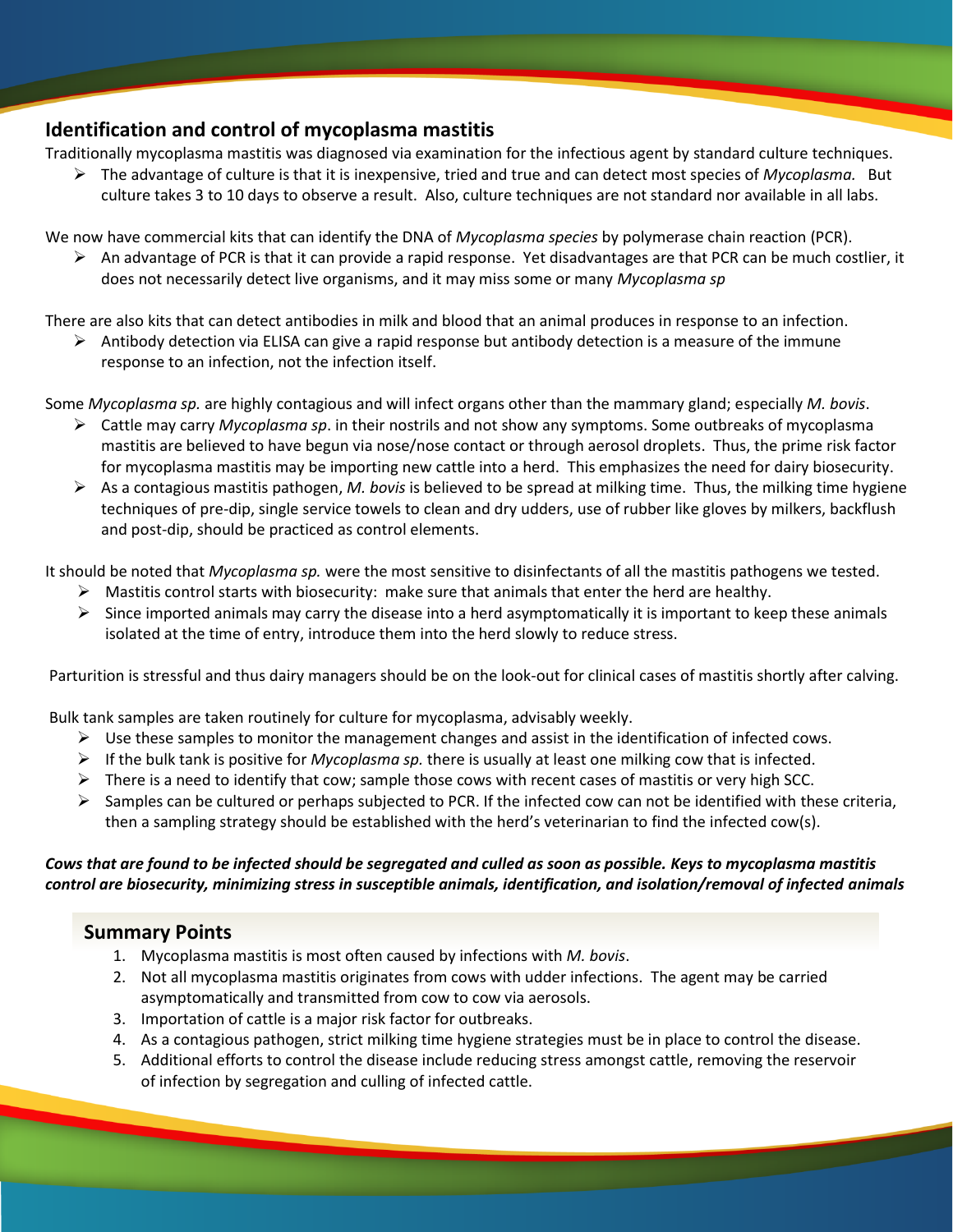## Identification and control of mycoplasma mastitis

Traditionally mycoplasma mastitis was diagnosed via examination for the infectious agent by standard culture techniques.

- The advantage of culture is that it is inexpensive, tried and true and can detect most species of *Mycoplasma.* But culture takes 3 to 10 days to observe a result. Also, culture techniques are not standard nor available in all labs.

We now have commercial kits that can identify the DNA of *Mycoplasma species* by polymerase chain reaction (PCR).

- An advantage of PCR is that it can provide a rapid response. Yet disadvantages are that PCR can be much costlier, it does not necessarily detect live organisms, and it may miss some or many *Mycoplasma sp*

There are also kits that can detect antibodies in milk and blood that an animal produces in response to an infection.

- Antibody detection via ELISA can give a rapid response but antibody detection is a measure of the immune response to an infection, not the infection itself.

Some *Mycoplasma sp.* are highly contagious and will infect organs other than the mammary gland; especially *M. bovis*.

- Cattle may carry *Mycoplasma sp*. in their nostrils and not show any symptoms. Some outbreaks of mycoplasma mastitis are believed to have begun via nose/nose contact or through aerosol droplets. Thus, the prime risk factor for mycoplasma mastitis may be importing new cattle into a herd. This emphasizes the need for dairy biosecurity.
- As a contagious mastitis pathogen, *M. bovis* is believed to be spread at milking time. Thus, the milking time hygiene techniques of pre-dip, single service towels to clean and dry udders, use of rubber like gloves by milkers, backflush and post-dip, should be practiced as control elements.

It should be noted that *Mycoplasma sp.* were the most sensitive to disinfectants of all the mastitis pathogens we tested.

- Mastitis control starts with biosecurity: make sure that animals that enter the herd are healthy.
- Since imported animals may carry the disease into a herd asymptomatically it is important to keep these animals isolated at the time of entry, introduce them into the herd slowly to reduce stress.

Parturition is stressful and thus dairy managers should be on the look-out for clinical cases of mastitis shortly after calving.

Bulk tank samples are taken routinely for culture for mycoplasma, advisably weekly.

- Use these samples to monitor the management changes and assist in the identification of infected cows.
- If the bulk tank is positive for *Mycoplasma sp.* there is usually at least one milking cow that is infected.
- There is a need to identify that cow; sample those cows with recent cases of mastitis or very high SCC.
- Samples can be cultured or perhaps subjected to PCR. If the infected cow can not be identified with these criteria, then a sampling strategy should be established with the herd's veterinarian to find the infected cow(s).

***Cows that are found to be infected should be segregated and culled as soon as possible. Keys to mycoplasma mastitis control are biosecurity, minimizing stress in susceptible animals, identification, and isolation/removal of infected animals***

### Summary Points

1. Mycoplasma mastitis is most often caused by infections with *M. bovis*.
2. Not all mycoplasma mastitis originates from cows with udder infections. The agent may be carried asymptomatically and transmitted from cow to cow via aerosols.
3. Importation of cattle is a major risk factor for outbreaks.
4. As a contagious pathogen, strict milking time hygiene strategies must be in place to control the disease.
5. Additional efforts to control the disease include reducing stress amongst cattle, removing the reservoir of infection by segregation and culling of infected cattle.